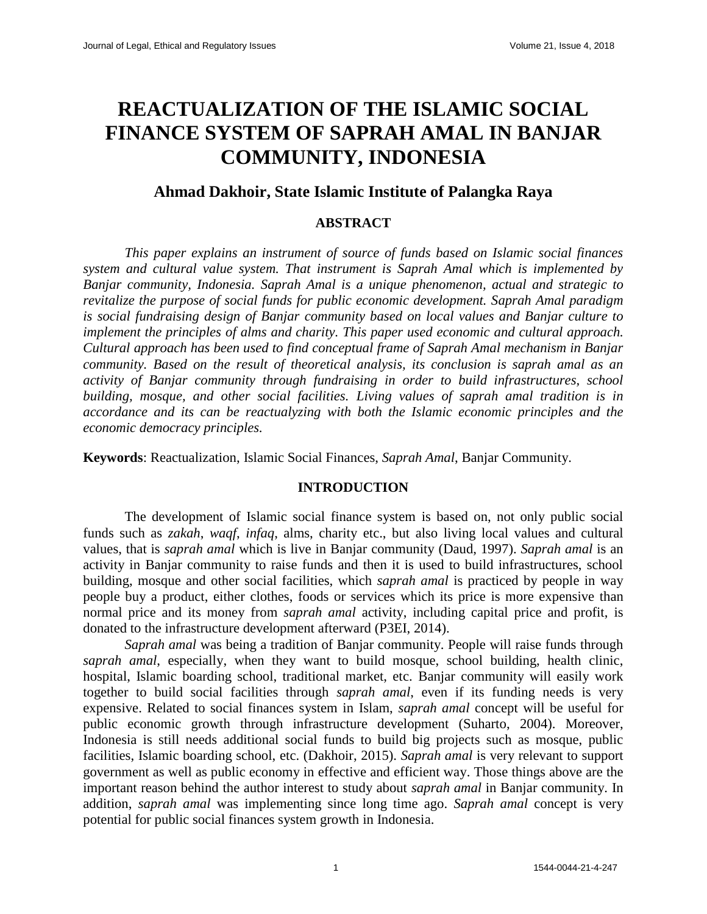# REACTUALIZATION OF THE ISLAMIC SOCIAL FINANCE SYSTEM OF SAPRAH AMAL IN BANJAR COMMUNITY, INDONESIA

## Ahmad Dakhoir, State Islamic Institute of Palangka Raya

### ABSTRACT

*This paper explains an instrument of source of funds based on Islamic social finances system and cultural value system. That instrument is Saprah Amal which is implemented by Banjar community, Indonesia. Saprah Amal is a unique phenomenon, actual and strategic to revitalize the purpose of social funds for public economic development. Saprah Amal paradigm is social fundraising design of Banjar community based on local values and Banjar culture to implement the principles of alms and charity. This paper used economic and cultural approach. Cultural approach has been used to find conceptual frame of Saprah Amal mechanism in Banjar community. Based on the result of theoretical analysis, its conclusion is saprah amal as an activity of Banjar community through fundraising in order to build infrastructures, school building, mosque, and other social facilities. Living values of saprah amal tradition is in accordance and its can be reactualyzing with both the Islamic economic principles and the economic democracy principles.*

**Keywords**: Reactualization, Islamic Social Finances, *Saprah Amal*, Banjar Community.

### INTRODUCTION

The development of Islamic social finance system is based on, not only public social funds such as *zakah*, *waqf*, *infaq*, alms, charity etc., but also living local values and cultural values, that is *saprah amal* which is live in Banjar community (Daud, 1997). *Saprah amal* is an activity in Banjar community to raise funds and then it is used to build infrastructures, school building, mosque and other social facilities, which *saprah amal* is practiced by people in way people buy a product, either clothes, foods or services which its price is more expensive than normal price and its money from *saprah amal* activity, including capital price and profit, is donated to the infrastructure development afterward (P3EI, 2014).

*Saprah amal* was being a tradition of Banjar community. People will raise funds through *saprah amal*, especially, when they want to build mosque, school building, health clinic, hospital, Islamic boarding school, traditional market, etc. Banjar community will easily work together to build social facilities through *saprah amal*, even if its funding needs is very expensive. Related to social finances system in Islam, *saprah amal* concept will be useful for public economic growth through infrastructure development (Suharto, 2004). Moreover, Indonesia is still needs additional social funds to build big projects such as mosque, public facilities, Islamic boarding school, etc. (Dakhoir, 2015). *Saprah amal* is very relevant to support government as well as public economy in effective and efficient way. Those things above are the important reason behind the author interest to study about *saprah amal* in Banjar community. In addition, *saprah amal* was implementing since long time ago. *Saprah amal* concept is very potential for public social finances system growth in Indonesia.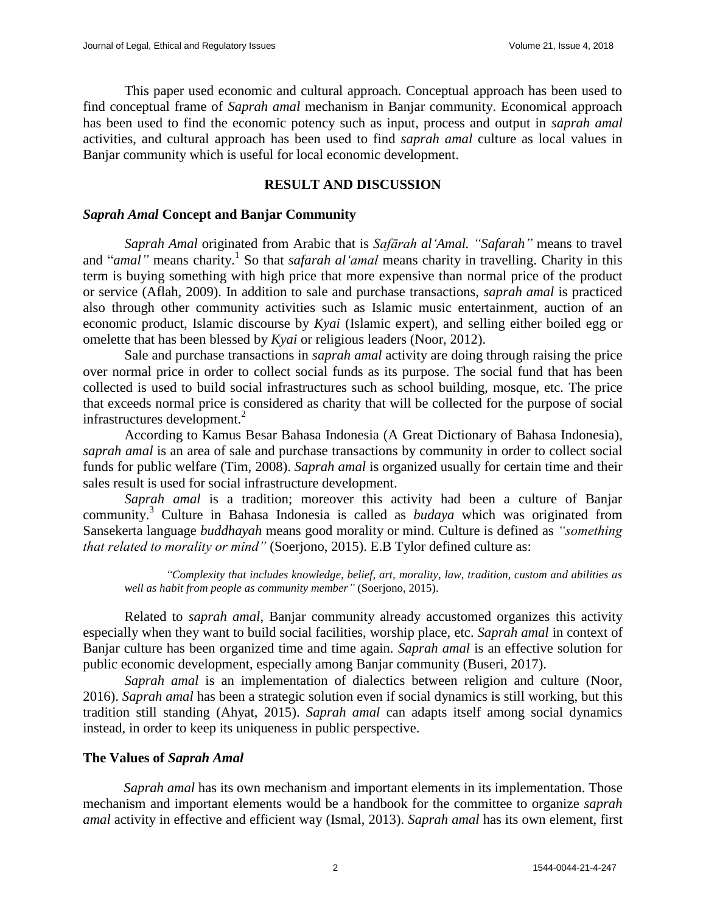This paper used economic and cultural approach. Conceptual approach has been used to find conceptual frame of *Saprah amal* mechanism in Banjar community. Economical approach has been used to find the economic potency such as input, process and output in *saprah amal* activities, and cultural approach has been used to find *saprah amal* culture as local values in Banjar community which is useful for local economic development.

## RESULT AND DISCUSSION

### *Saprah Amal* Concept and Banjar Community

*Saprah Amal* originated from Arabic that is *Safãrah al'Amal. "Safarah"* means to travel and "*amal"* means charity.[1] So that *safarah al'amal* means charity in travelling. Charity in this term is buying something with high price that more expensive than normal price of the product or service (Aflah, 2009). In addition to sale and purchase transactions, *saprah amal* is practiced also through other community activities such as Islamic music entertainment, auction of an economic product, Islamic discourse by *Kyai* (Islamic expert), and selling either boiled egg or omelette that has been blessed by *Kyai* or religious leaders (Noor, 2012).

Sale and purchase transactions in *saprah amal* activity are doing through raising the price over normal price in order to collect social funds as its purpose. The social fund that has been collected is used to build social infrastructures such as school building, mosque, etc. The price that exceeds normal price is considered as charity that will be collected for the purpose of social infrastructures development.[2]

According to Kamus Besar Bahasa Indonesia (A Great Dictionary of Bahasa Indonesia), *saprah amal* is an area of sale and purchase transactions by community in order to collect social funds for public welfare (Tim, 2008). *Saprah amal* is organized usually for certain time and their sales result is used for social infrastructure development.

*Saprah amal* is a tradition; moreover this activity had been a culture of Banjar community.[3] Culture in Bahasa Indonesia is called as *budaya* which was originated from Sansekerta language *buddhayah* means good morality or mind. Culture is defined as *"something that related to morality or mind"* (Soerjono, 2015). E.B Tylor defined culture as:

> *"Complexity that includes knowledge, belief, art, morality, law, tradition, custom and abilities as well as habit from people as community member"* (Soerjono, 2015).

Related to *saprah amal*, Banjar community already accustomed organizes this activity especially when they want to build social facilities, worship place, etc. *Saprah amal* in context of Banjar culture has been organized time and time again. *Saprah amal* is an effective solution for public economic development, especially among Banjar community (Buseri, 2017).

*Saprah amal* is an implementation of dialectics between religion and culture (Noor, 2016). *Saprah amal* has been a strategic solution even if social dynamics is still working, but this tradition still standing (Ahyat, 2015). *Saprah amal* can adapts itself among social dynamics instead, in order to keep its uniqueness in public perspective.

### The Values of *Saprah Amal*

*Saprah amal* has its own mechanism and important elements in its implementation. Those mechanism and important elements would be a handbook for the committee to organize *saprah amal* activity in effective and efficient way (Ismal, 2013). *Saprah amal* has its own element, first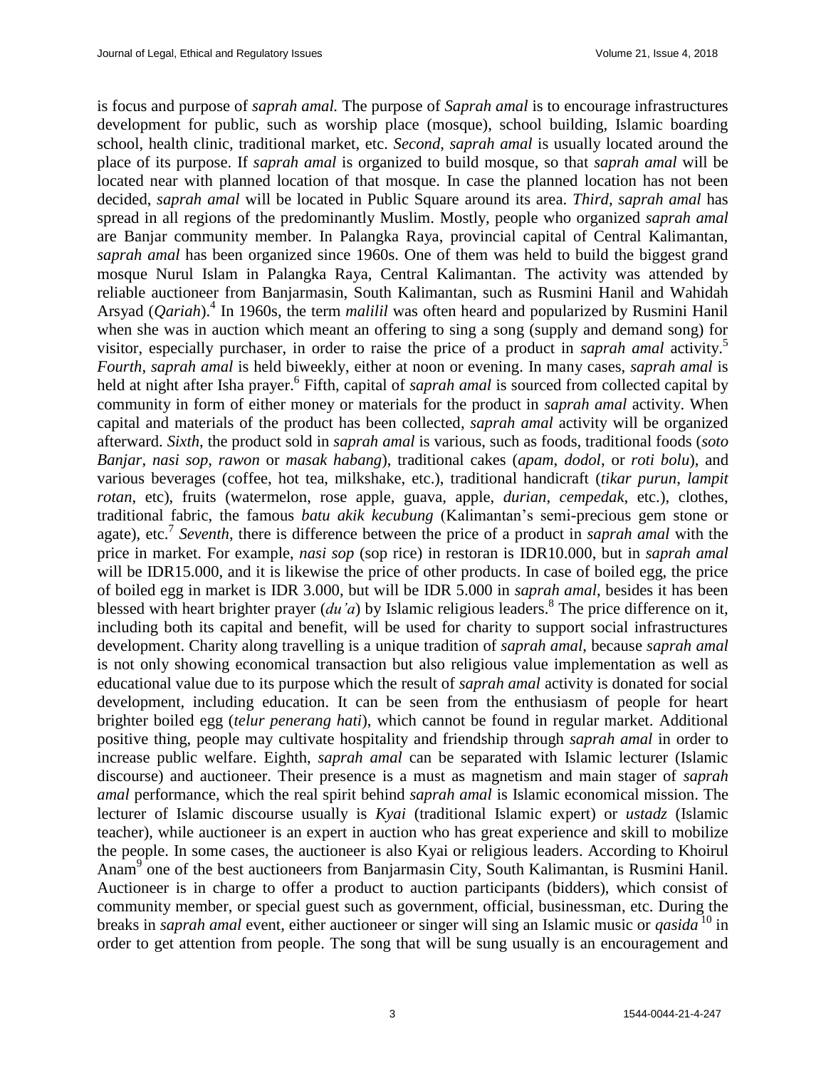is focus and purpose of *saprah amal.* The purpose of *Saprah amal* is to encourage infrastructures development for public, such as worship place (mosque), school building, Islamic boarding school, health clinic, traditional market, etc. *Second*, *saprah amal* is usually located around the place of its purpose. If *saprah amal* is organized to build mosque, so that *saprah amal* will be located near with planned location of that mosque. In case the planned location has not been decided, *saprah amal* will be located in Public Square around its area. *Third*, *saprah amal* has spread in all regions of the predominantly Muslim. Mostly, people who organized *saprah amal* are Banjar community member. In Palangka Raya, provincial capital of Central Kalimantan, *saprah amal* has been organized since 1960s. One of them was held to build the biggest grand mosque Nurul Islam in Palangka Raya, Central Kalimantan. The activity was attended by reliable auctioneer from Banjarmasin, South Kalimantan, such as Rusmini Hanil and Wahidah Arsyad (*Qariah*).[4] In 1960s, the term *malilil* was often heard and popularized by Rusmini Hanil when she was in auction which meant an offering to sing a song (supply and demand song) for visitor, especially purchaser, in order to raise the price of a product in *saprah amal* activity.[5] *Fourth*, *saprah amal* is held biweekly, either at noon or evening. In many cases, *saprah amal* is held at night after Isha prayer.[6] Fifth, capital of *saprah amal* is sourced from collected capital by community in form of either money or materials for the product in *saprah amal* activity. When capital and materials of the product has been collected, *saprah amal* activity will be organized afterward. *Sixth*, the product sold in *saprah amal* is various, such as foods, traditional foods (*soto Banjar*, *nasi sop*, *rawon* or *masak habang*), traditional cakes (*apam*, *dodol*, or *roti bolu*), and various beverages (coffee, hot tea, milkshake, etc.), traditional handicraft (*tikar purun*, *lampit rotan*, etc), fruits (watermelon, rose apple, guava, apple, *durian*, *cempedak*, etc.), clothes, traditional fabric, the famous *batu akik kecubung* (Kalimantan's semi-precious gem stone or agate), etc.[7] *Seventh*, there is difference between the price of a product in *saprah amal* with the price in market. For example, *nasi sop* (sop rice) in restoran is IDR10.000, but in *saprah amal* will be IDR15.000, and it is likewise the price of other products. In case of boiled egg, the price of boiled egg in market is IDR 3.000, but will be IDR 5.000 in *saprah amal*, besides it has been blessed with heart brighter prayer (*du'a*) by Islamic religious leaders.[8] The price difference on it, including both its capital and benefit, will be used for charity to support social infrastructures development. Charity along travelling is a unique tradition of *saprah amal*, because *saprah amal* is not only showing economical transaction but also religious value implementation as well as educational value due to its purpose which the result of *saprah amal* activity is donated for social development, including education. It can be seen from the enthusiasm of people for heart brighter boiled egg (*telur penerang hati*), which cannot be found in regular market. Additional positive thing, people may cultivate hospitality and friendship through *saprah amal* in order to increase public welfare. Eighth, *saprah amal* can be separated with Islamic lecturer (Islamic discourse) and auctioneer. Their presence is a must as magnetism and main stager of *saprah amal* performance, which the real spirit behind *saprah amal* is Islamic economical mission. The lecturer of Islamic discourse usually is *Kyai* (traditional Islamic expert) or *ustadz* (Islamic teacher), while auctioneer is an expert in auction who has great experience and skill to mobilize the people. In some cases, the auctioneer is also Kyai or religious leaders. According to Khoirul Anam[9] one of the best auctioneers from Banjarmasin City, South Kalimantan, is Rusmini Hanil. Auctioneer is in charge to offer a product to auction participants (bidders), which consist of community member, or special guest such as government, official, businessman, etc. During the breaks in *saprah amal* event, either auctioneer or singer will sing an Islamic music or *qasida*[10] in order to get attention from people. The song that will be sung usually is an encouragement and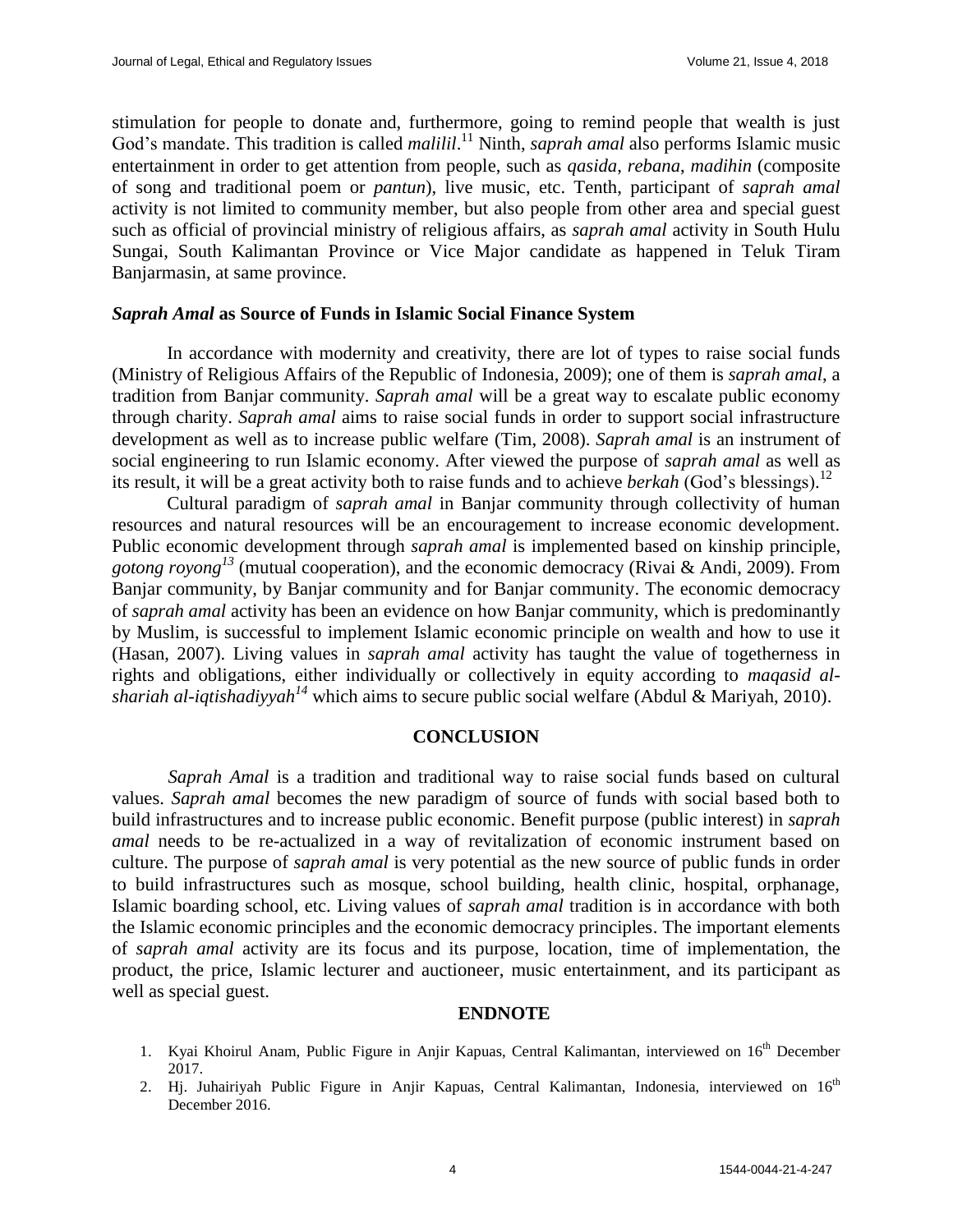stimulation for people to donate and, furthermore, going to remind people that wealth is just God's mandate. This tradition is called *malilil*.[11] Ninth, *saprah amal* also performs Islamic music entertainment in order to get attention from people, such as *qasida*, *rebana*, *madihin* (composite of song and traditional poem or *pantun*), live music, etc. Tenth, participant of *saprah amal* activity is not limited to community member, but also people from other area and special guest such as official of provincial ministry of religious affairs, as *saprah amal* activity in South Hulu Sungai, South Kalimantan Province or Vice Major candidate as happened in Teluk Tiram Banjarmasin, at same province.

### *Saprah Amal* as Source of Funds in Islamic Social Finance System

In accordance with modernity and creativity, there are lot of types to raise social funds (Ministry of Religious Affairs of the Republic of Indonesia, 2009); one of them is *saprah amal*, a tradition from Banjar community. *Saprah amal* will be a great way to escalate public economy through charity. *Saprah amal* aims to raise social funds in order to support social infrastructure development as well as to increase public welfare (Tim, 2008). *Saprah amal* is an instrument of social engineering to run Islamic economy. After viewed the purpose of *saprah amal* as well as its result, it will be a great activity both to raise funds and to achieve *berkah* (God's blessings).[12]

Cultural paradigm of *saprah amal* in Banjar community through collectivity of human resources and natural resources will be an encouragement to increase economic development. Public economic development through *saprah amal* is implemented based on kinship principle, *gotong royong*[13] (mutual cooperation), and the economic democracy (Rivai & Andi, 2009). From Banjar community, by Banjar community and for Banjar community. The economic democracy of *saprah amal* activity has been an evidence on how Banjar community, which is predominantly by Muslim, is successful to implement Islamic economic principle on wealth and how to use it (Hasan, 2007). Living values in *saprah amal* activity has taught the value of togetherness in rights and obligations, either individually or collectively in equity according to *maqasid al-shariah al-iqtishadiyyah*[14] which aims to secure public social welfare (Abdul & Mariyah, 2010).

## CONCLUSION

*Saprah Amal* is a tradition and traditional way to raise social funds based on cultural values. *Saprah amal* becomes the new paradigm of source of funds with social based both to build infrastructures and to increase public economic. Benefit purpose (public interest) in *saprah amal* needs to be re-actualized in a way of revitalization of economic instrument based on culture. The purpose of *saprah amal* is very potential as the new source of public funds in order to build infrastructures such as mosque, school building, health clinic, hospital, orphanage, Islamic boarding school, etc. Living values of *saprah amal* tradition is in accordance with both the Islamic economic principles and the economic democracy principles. The important elements of *saprah amal* activity are its focus and its purpose, location, time of implementation, the product, the price, Islamic lecturer and auctioneer, music entertainment, and its participant as well as special guest.

## ENDNOTE

1. Kyai Khoirul Anam, Public Figure in Anjir Kapuas, Central Kalimantan, interviewed on 16th December 2017.
2. Hj. Juhairiyah Public Figure in Anjir Kapuas, Central Kalimantan, Indonesia, interviewed on 16th December 2016.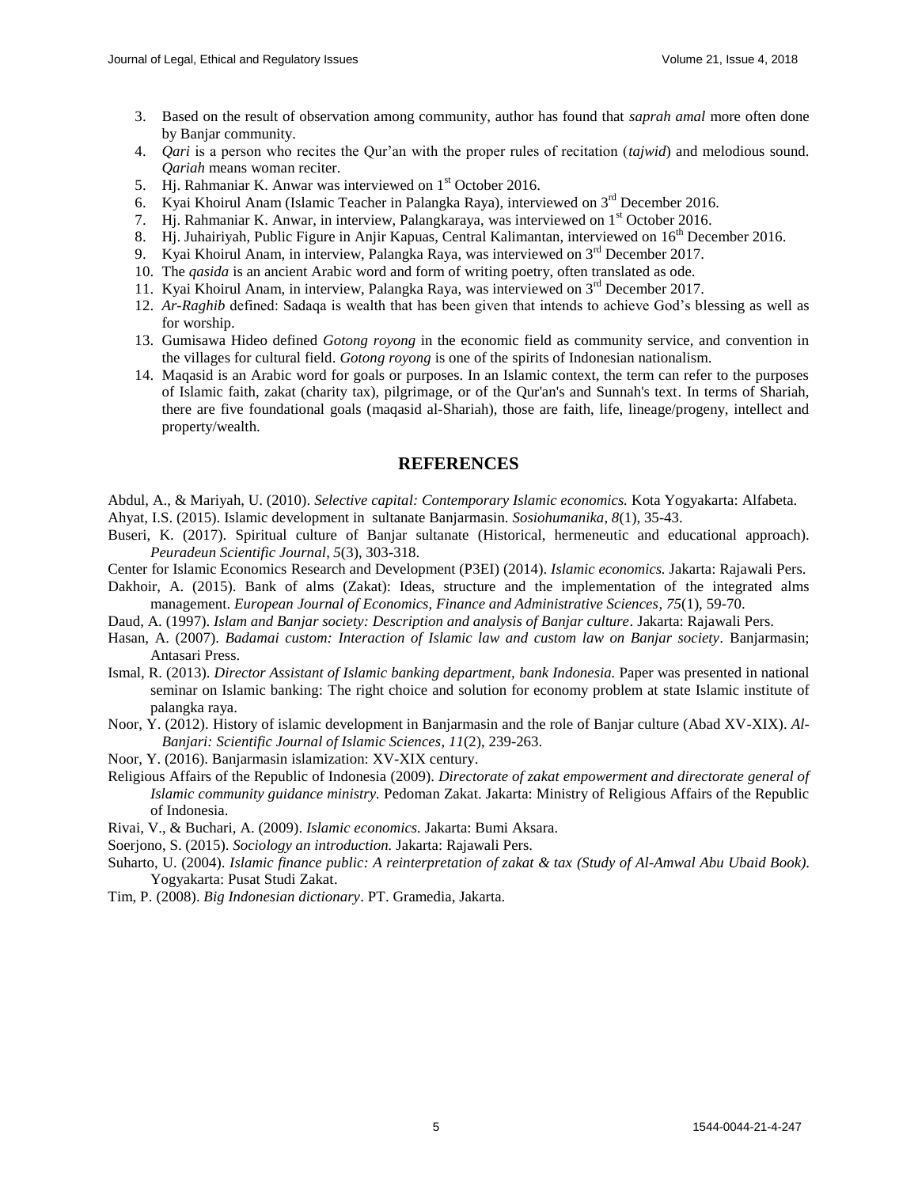3. Based on the result of observation among community, author has found that *saprah amal* more often done by Banjar community.
4. *Qari* is a person who recites the Qur'an with the proper rules of recitation (*tajwid*) and melodious sound. *Qariah* means woman reciter.
5. Hj. Rahmaniar K. Anwar was interviewed on 1st October 2016.
6. Kyai Khoirul Anam (Islamic Teacher in Palangka Raya), interviewed on 3rd December 2016.
7. Hj. Rahmaniar K. Anwar, in interview, Palangkaraya, was interviewed on 1st October 2016.
8. Hj. Juhairiyah, Public Figure in Anjir Kapuas, Central Kalimantan, interviewed on 16th December 2016.
9. Kyai Khoirul Anam, in interview, Palangka Raya, was interviewed on 3rd December 2017.
10. The *qasida* is an ancient Arabic word and form of writing poetry, often translated as ode.
11. Kyai Khoirul Anam, in interview, Palangka Raya, was interviewed on 3rd December 2017.
12. *Ar-Raghib* defined: Sadaqa is wealth that has been given that intends to achieve God's blessing as well as for worship.
13. Gumisawa Hideo defined *Gotong royong* in the economic field as community service, and convention in the villages for cultural field. *Gotong royong* is one of the spirits of Indonesian nationalism.
14. Maqasid is an Arabic word for goals or purposes. In an Islamic context, the term can refer to the purposes of Islamic faith, zakat (charity tax), pilgrimage, or of the Qur'an's and Sunnah's text. In terms of Shariah, there are five foundational goals (maqasid al-Shariah), those are faith, life, lineage/progeny, intellect and property/wealth.

## REFERENCES

Abdul, A., & Mariyah, U. (2010). *Selective capital: Contemporary Islamic economics.* Kota Yogyakarta: Alfabeta.

Ahyat, I.S. (2015). Islamic development in sultanate Banjarmasin. *Sosiohumanika*, *8*(1), 35-43.

Buseri, K. (2017). Spiritual culture of Banjar sultanate (Historical, hermeneutic and educational approach). *Peuradeun Scientific Journal*, *5*(3), 303-318.

Center for Islamic Economics Research and Development (P3EI) (2014). *Islamic economics.* Jakarta: Rajawali Pers.

Dakhoir, A. (2015). Bank of alms (Zakat): Ideas, structure and the implementation of the integrated alms management. *European Journal of Economics, Finance and Administrative Sciences*, *75*(1), 59-70.

Daud, A. (1997). *Islam and Banjar society: Description and analysis of Banjar culture*. Jakarta: Rajawali Pers.

Hasan, A. (2007). *Badamai custom: Interaction of Islamic law and custom law on Banjar society*. Banjarmasin; Antasari Press.

Ismal, R. (2013). *Director Assistant of Islamic banking department, bank Indonesia.* Paper was presented in national seminar on Islamic banking: The right choice and solution for economy problem at state Islamic institute of palangka raya.

Noor, Y. (2012). History of islamic development in Banjarmasin and the role of Banjar culture (Abad XV-XIX). *Al-Banjari: Scientific Journal of Islamic Sciences*, *11*(2), 239-263.

Noor, Y. (2016). Banjarmasin islamization: XV-XIX century.

Religious Affairs of the Republic of Indonesia (2009). *Directorate of zakat empowerment and directorate general of Islamic community guidance ministry.* Pedoman Zakat. Jakarta: Ministry of Religious Affairs of the Republic of Indonesia.

Rivai, V., & Buchari, A. (2009). *Islamic economics.* Jakarta: Bumi Aksara.

Soerjono, S. (2015). *Sociology an introduction.* Jakarta: Rajawali Pers.

Suharto, U. (2004). *Islamic finance public: A reinterpretation of zakat & tax (Study of Al-Amwal Abu Ubaid Book).* Yogyakarta: Pusat Studi Zakat.

Tim, P. (2008). *Big Indonesian dictionary*. PT. Gramedia, Jakarta.